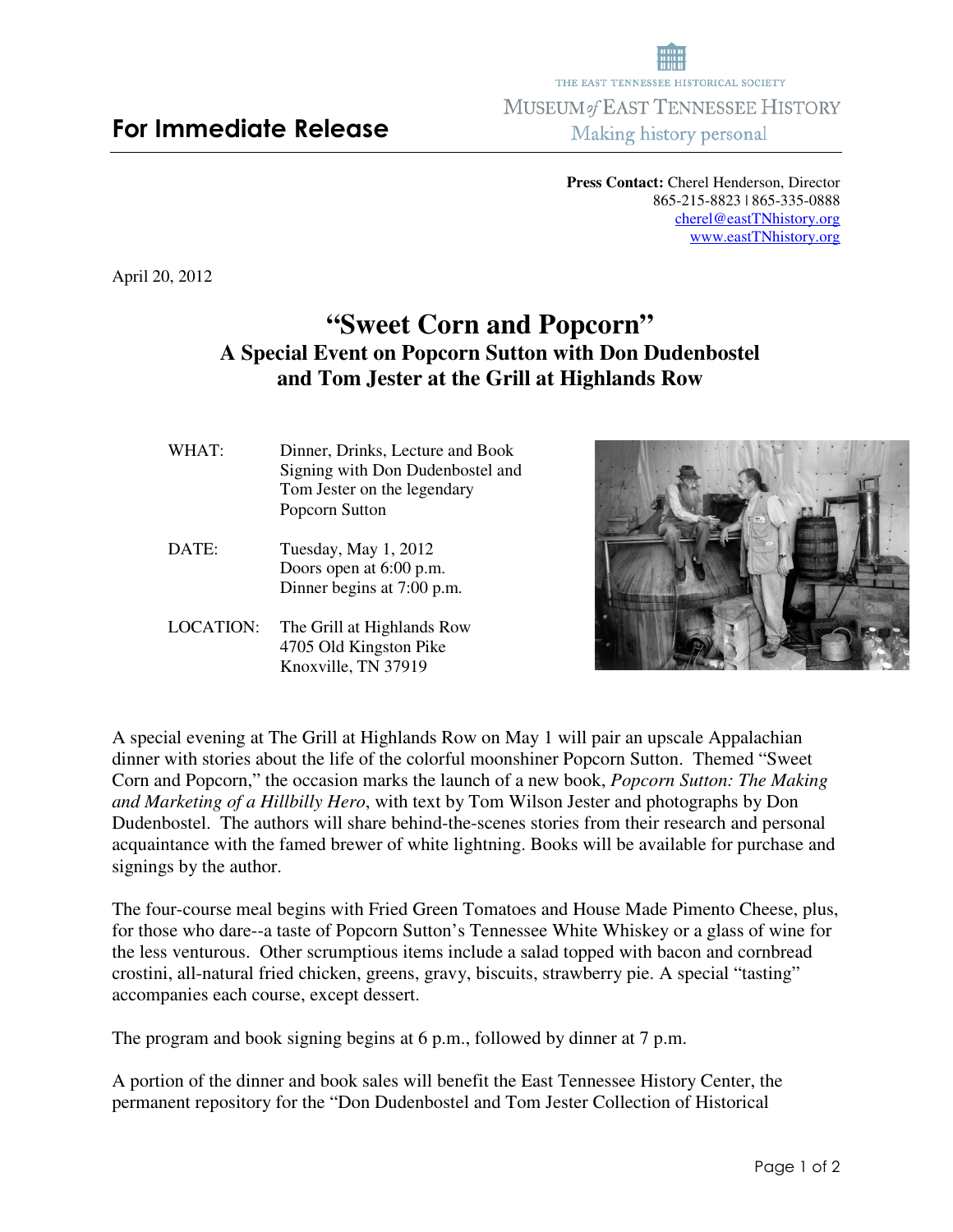THE EAST TENNESSEE HISTORICAL SOCIETY
MUSEUM *of* EAST TENNESSEE HISTORY
Making history personal

**For Immediate Release**

**Press Contact:** Cherel Henderson, Director
865-215-8823 | 865-335-0888
cherel@eastTNhistory.org
www.eastTNhistory.org

April 20, 2012

# "Sweet Corn and Popcorn"

## A Special Event on Popcorn Sutton with Don Dudenbostel and Tom Jester at the Grill at Highlands Row

| | |
|---|---|
| WHAT: | Dinner, Drinks, Lecture and Book Signing with Don Dudenbostel and Tom Jester on the legendary Popcorn Sutton |
| DATE: | Tuesday, May 1, 2012<br>Doors open at 6:00 p.m.<br>Dinner begins at 7:00 p.m. |
| LOCATION: | The Grill at Highlands Row<br>4705 Old Kingston Pike<br>Knoxville, TN 37919 |

A special evening at The Grill at Highlands Row on May 1 will pair an upscale Appalachian dinner with stories about the life of the colorful moonshiner Popcorn Sutton. Themed "Sweet Corn and Popcorn," the occasion marks the launch of a new book, *Popcorn Sutton: The Making and Marketing of a Hillbilly Hero*, with text by Tom Wilson Jester and photographs by Don Dudenbostel. The authors will share behind-the-scenes stories from their research and personal acquaintance with the famed brewer of white lightning. Books will be available for purchase and signings by the author.

The four-course meal begins with Fried Green Tomatoes and House Made Pimento Cheese, plus, for those who dare--a taste of Popcorn Sutton's Tennessee White Whiskey or a glass of wine for the less venturous. Other scrumptious items include a salad topped with bacon and cornbread crostini, all-natural fried chicken, greens, gravy, biscuits, strawberry pie. A special "tasting" accompanies each course, except dessert.

The program and book signing begins at 6 p.m., followed by dinner at 7 p.m.

A portion of the dinner and book sales will benefit the East Tennessee History Center, the permanent repository for the "Don Dudenbostel and Tom Jester Collection of Historical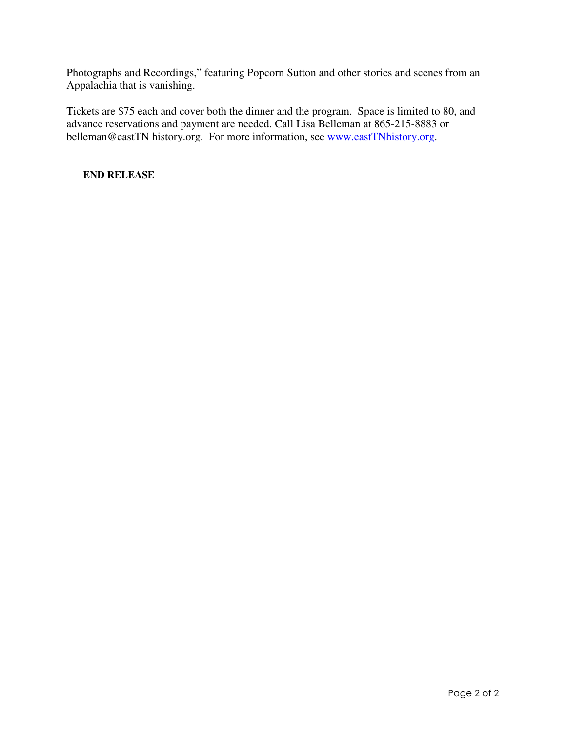Photographs and Recordings," featuring Popcorn Sutton and other stories and scenes from an Appalachia that is vanishing.

Tickets are $75 each and cover both the dinner and the program. Space is limited to 80, and advance reservations and payment are needed. Call Lisa Belleman at 865-215-8883 or belleman@eastTN history.org. For more information, see [www.eastTNhistory.org](http://www.eastTNhistory.org).

**END RELEASE**